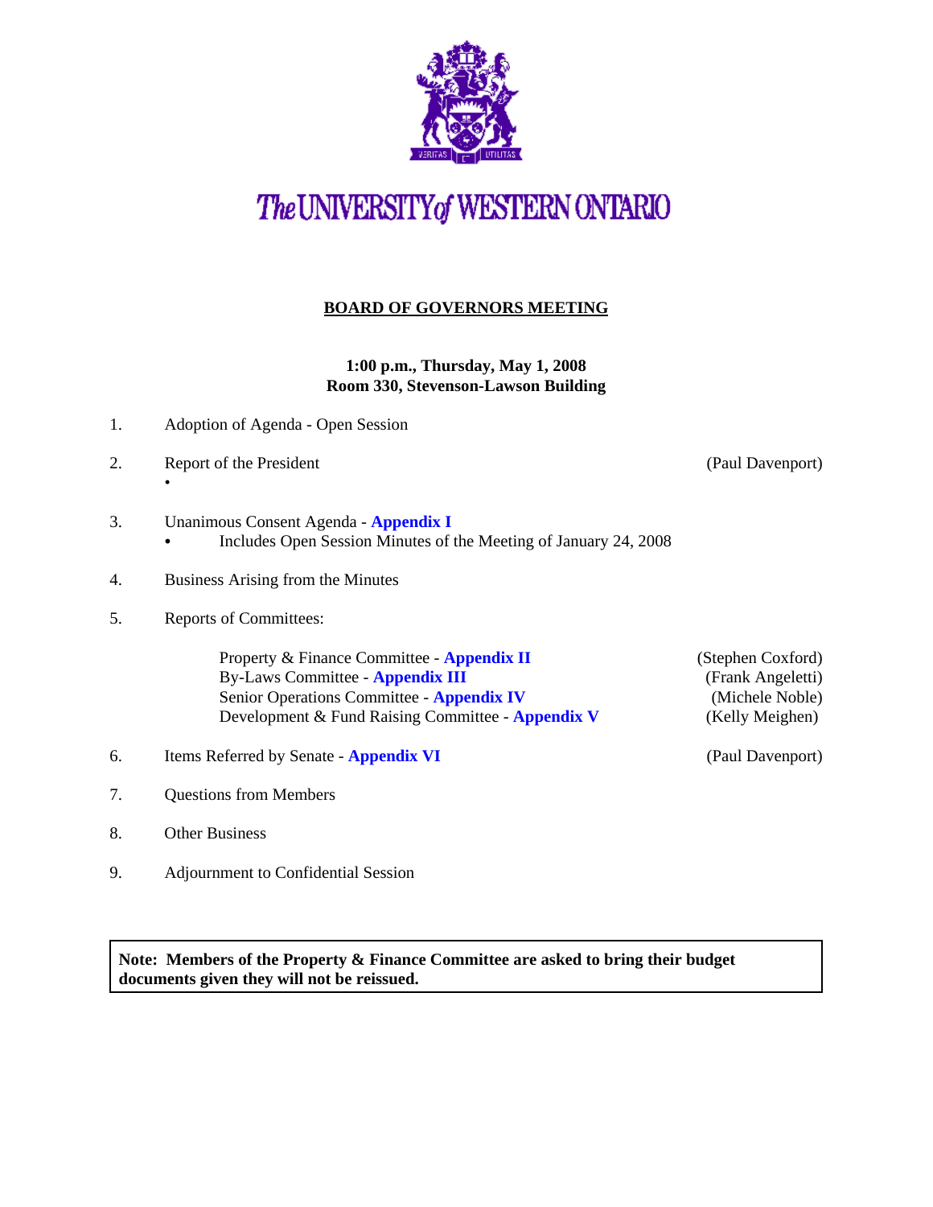# The UNIVERSITY of WESTERN ONTARIO

## BOARD OF GOVERNORS MEETING

**1:00 p.m., Thursday, May 1, 2008**
**Room 330, Stevenson-Lawson Building**

1. Adoption of Agenda - Open Session

2. Report of the President (Paul Davenport)
   - 

3. Unanimous Consent Agenda - **Appendix I**
   - Includes Open Session Minutes of the Meeting of January 24, 2008

4. Business Arising from the Minutes

5. Reports of Committees:

   Property & Finance Committee - **Appendix II** (Stephen Coxford)
   By-Laws Committee - **Appendix III** (Frank Angeletti)
   Senior Operations Committee - **Appendix IV** (Michele Noble)
   Development & Fund Raising Committee - **Appendix V** (Kelly Meighen)

6. Items Referred by Senate - **Appendix VI** (Paul Davenport)

7. Questions from Members

8. Other Business

9. Adjournment to Confidential Session

**Note: Members of the Property & Finance Committee are asked to bring their budget documents given they will not be reissued.**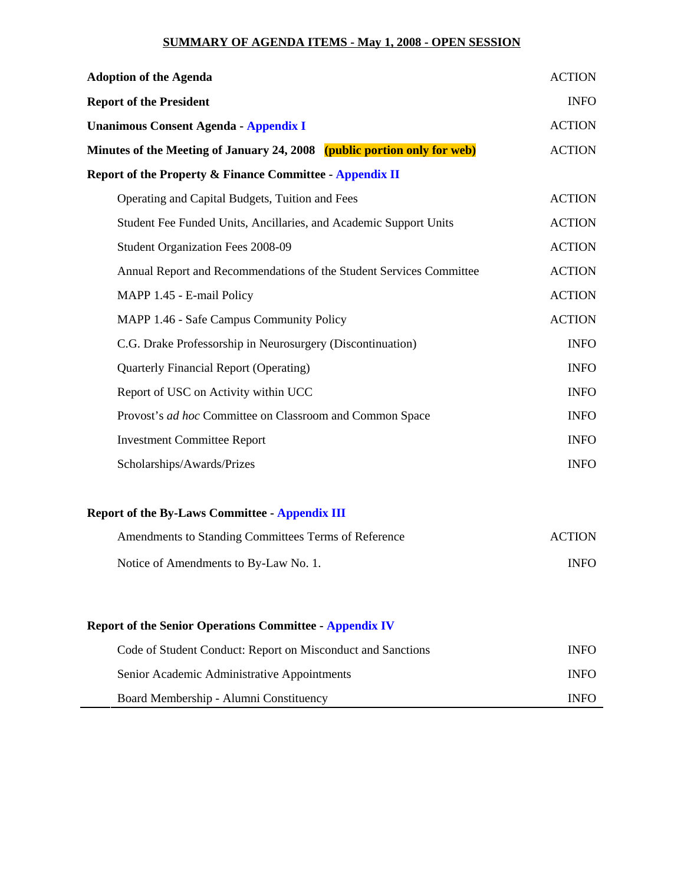# SUMMARY OF AGENDA ITEMS - May 1, 2008 - OPEN SESSION

| | |
|---|---|
| **Adoption of the Agenda** | ACTION |
| **Report of the President** | INFO |
| **Unanimous Consent Agenda - Appendix I** | ACTION |
| **Minutes of the Meeting of January 24, 2008 (public portion only for web)** | ACTION |
| **Report of the Property & Finance Committee - Appendix II** | |
| Operating and Capital Budgets, Tuition and Fees | ACTION |
| Student Fee Funded Units, Ancillaries, and Academic Support Units | ACTION |
| Student Organization Fees 2008-09 | ACTION |
| Annual Report and Recommendations of the Student Services Committee | ACTION |
| MAPP 1.45 - E-mail Policy | ACTION |
| MAPP 1.46 - Safe Campus Community Policy | ACTION |
| C.G. Drake Professorship in Neurosurgery (Discontinuation) | INFO |
| Quarterly Financial Report (Operating) | INFO |
| Report of USC on Activity within UCC | INFO |
| Provost's *ad hoc* Committee on Classroom and Common Space | INFO |
| Investment Committee Report | INFO |
| Scholarships/Awards/Prizes | INFO |
| **Report of the By-Laws Committee - Appendix III** | |
| Amendments to Standing Committees Terms of Reference | ACTION |
| Notice of Amendments to By-Law No. 1. | INFO |
| **Report of the Senior Operations Committee - Appendix IV** | |
| Code of Student Conduct: Report on Misconduct and Sanctions | INFO |
| Senior Academic Administrative Appointments | INFO |
| Board Membership - Alumni Constituency | INFO |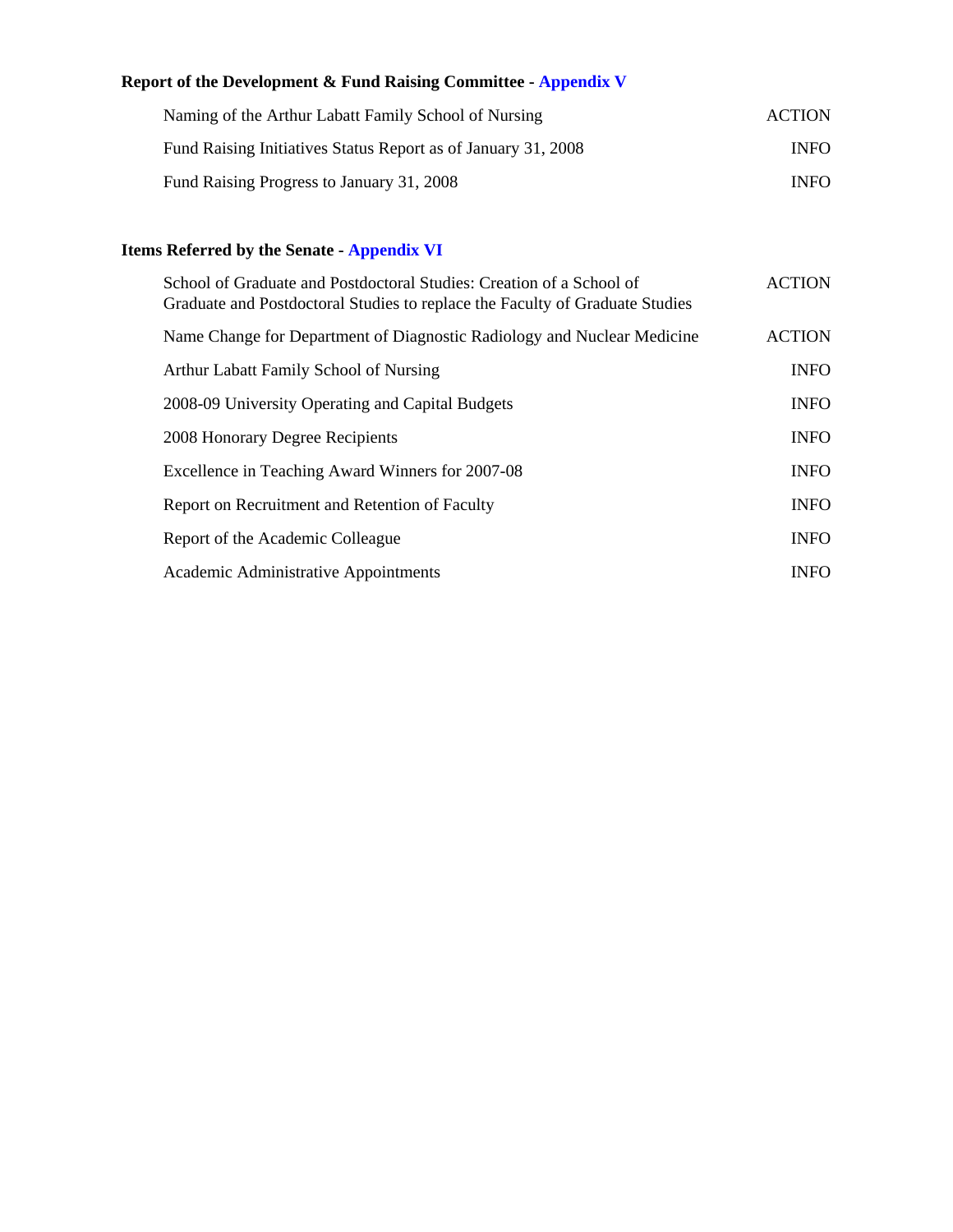**Report of the Development & Fund Raising Committee - Appendix V**

| | |
|---|---|
| Naming of the Arthur Labatt Family School of Nursing | ACTION |
| Fund Raising Initiatives Status Report as of January 31, 2008 | INFO |
| Fund Raising Progress to January 31, 2008 | INFO |

**Items Referred by the Senate - Appendix VI**

| | |
|---|---|
| School of Graduate and Postdoctoral Studies: Creation of a School of Graduate and Postdoctoral Studies to replace the Faculty of Graduate Studies | ACTION |
| Name Change for Department of Diagnostic Radiology and Nuclear Medicine | ACTION |
| Arthur Labatt Family School of Nursing | INFO |
| 2008-09 University Operating and Capital Budgets | INFO |
| 2008 Honorary Degree Recipients | INFO |
| Excellence in Teaching Award Winners for 2007-08 | INFO |
| Report on Recruitment and Retention of Faculty | INFO |
| Report of the Academic Colleague | INFO |
| Academic Administrative Appointments | INFO |